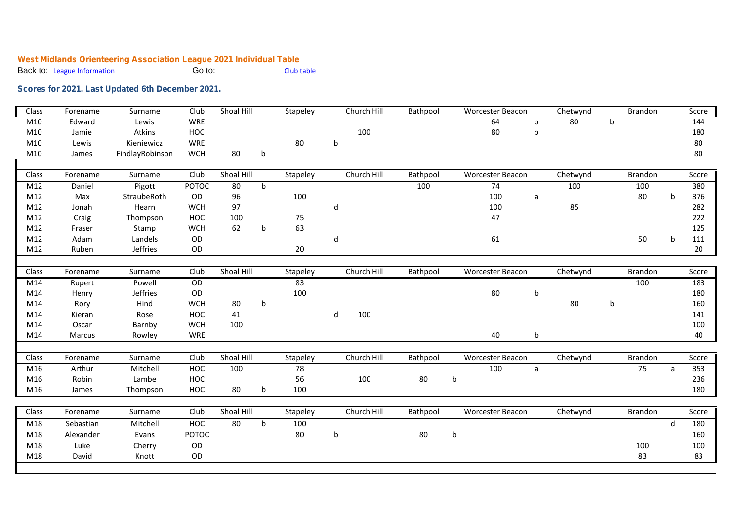**West Midlands Orienteering Association League 2021 Individual Table**

Back to: League Information Go to: Club table

**Scores for 2021. Last Updated 6th December 2021.**

| Class | Forename | Surname | Club | Shoal Hill | | Stapeley | | Church Hill | Bathpool | | Worcester Beacon | | Chetwynd | | Brandon | | Score |
|---|---|---|---|---|---|---|---|---|---|---|---|---|---|---|---|---|---|
| M10 | Edward | Lewis | WRE | | | | | | | | 64 | b | 80 | b | | | 144 |
| M10 | Jamie | Atkins | HOC | | | | | 100 | | | 80 | b | | | | | 180 |
| M10 | Lewis | Kieniewicz | WRE | | | 80 | b | | | | | | | | | | 80 |
| M10 | James | FindlayRobinson | WCH | 80 | b | | | | | | | | | | | | 80 |

| Class | Forename | Surname | Club | Shoal Hill | | Stapeley | | Church Hill | Bathpool | | Worcester Beacon | | Chetwynd | | Brandon | | Score |
|---|---|---|---|---|---|---|---|---|---|---|---|---|---|---|---|---|---|
| M12 | Daniel | Pigott | POTOC | 80 | b | | | | 100 | | 74 | | 100 | | 100 | | 380 |
| M12 | Max | StraubeRoth | OD | 96 | | 100 | | | | | 100 | a | | | 80 | b | 376 |
| M12 | Jonah | Hearn | WCH | 97 | | | d | | | | 100 | | 85 | | | | 282 |
| M12 | Craig | Thompson | HOC | 100 | | 75 | | | | | 47 | | | | | | 222 |
| M12 | Fraser | Stamp | WCH | 62 | b | 63 | | | | | | | | | | | 125 |
| M12 | Adam | Landels | OD | | | | d | | | | 61 | | | | 50 | b | 111 |
| M12 | Ruben | Jeffries | OD | | | 20 | | | | | | | | | | | 20 |

| Class | Forename | Surname | Club | Shoal Hill | | Stapeley | | Church Hill | Bathpool | | Worcester Beacon | | Chetwynd | | Brandon | | Score |
|---|---|---|---|---|---|---|---|---|---|---|---|---|---|---|---|---|---|
| M14 | Rupert | Powell | OD | | | 83 | | | | | | | | | 100 | | 183 |
| M14 | Henry | Jeffries | OD | | | 100 | | | | | 80 | b | | | | | 180 |
| M14 | Rory | Hind | WCH | 80 | b | | | | | | | | 80 | b | | | 160 |
| M14 | Kieran | Rose | HOC | 41 | | | d | 100 | | | | | | | | | 141 |
| M14 | Oscar | Barnby | WCH | 100 | | | | | | | | | | | | | 100 |
| M14 | Marcus | Rowley | WRE | | | | | | | | 40 | b | | | | | 40 |

| Class | Forename | Surname | Club | Shoal Hill | | Stapeley | | Church Hill | Bathpool | | Worcester Beacon | | Chetwynd | | Brandon | | Score |
|---|---|---|---|---|---|---|---|---|---|---|---|---|---|---|---|---|---|
| M16 | Arthur | Mitchell | HOC | 100 | | 78 | | | | | 100 | a | | | 75 | a | 353 |
| M16 | Robin | Lambe | HOC | | | 56 | | 100 | 80 | b | | | | | | | 236 |
| M16 | James | Thompson | HOC | 80 | b | 100 | | | | | | | | | | | 180 |

| Class | Forename | Surname | Club | Shoal Hill | | Stapeley | | Church Hill | Bathpool | | Worcester Beacon | | Chetwynd | | Brandon | | Score |
|---|---|---|---|---|---|---|---|---|---|---|---|---|---|---|---|---|---|
| M18 | Sebastian | Mitchell | HOC | 80 | b | 100 | | | | | | | | | | d | 180 |
| M18 | Alexander | Evans | POTOC | | | 80 | b | | 80 | b | | | | | | | 160 |
| M18 | Luke | Cherry | OD | | | | | | | | | | | | 100 | | 100 |
| M18 | David | Knott | OD | | | | | | | | | | | | 83 | | 83 |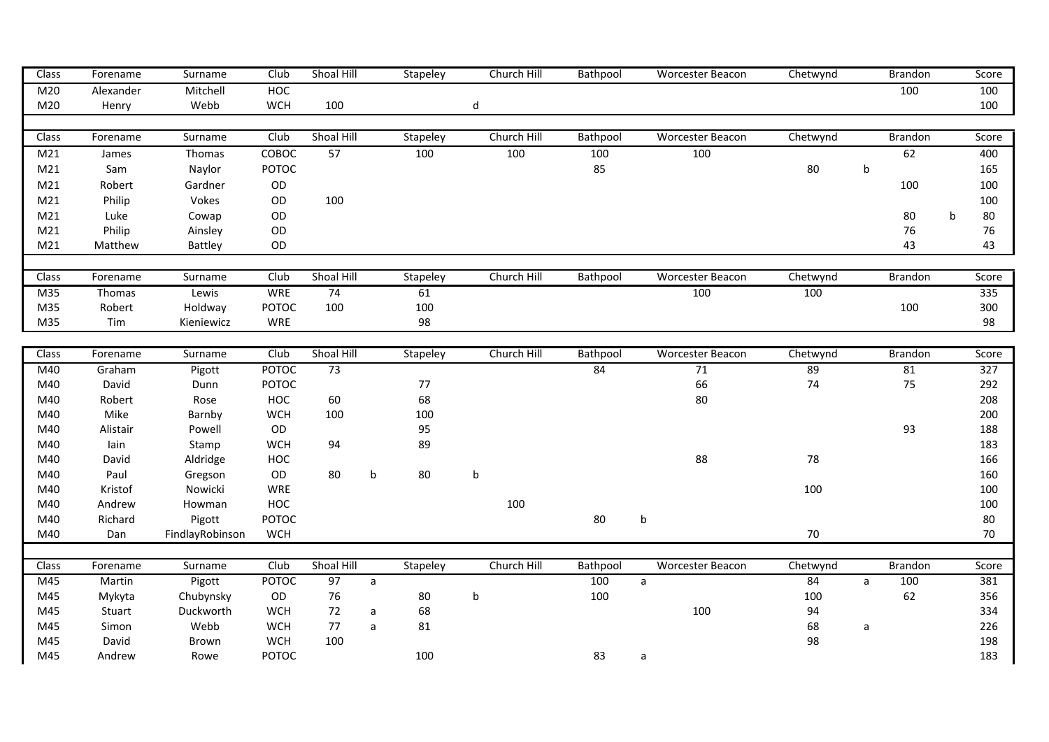| Class | Forename | Surname | Club | Shoal Hill | | Stapeley | | Church Hill | Bathpool | | Worcester Beacon | Chetwynd | | Brandon | | Score |
|---|---|---|---|---|---|---|---|---|---|---|---|---|---|---|---|---|
| M20 | Alexander | Mitchell | HOC | | | | | | | | | | | 100 | | 100 |
| M20 | Henry | Webb | WCH | 100 | | | d | | | | | | | | | 100 |

| Class | Forename | Surname | Club | Shoal Hill | | Stapeley | | Church Hill | Bathpool | | Worcester Beacon | Chetwynd | | Brandon | | Score |
|---|---|---|---|---|---|---|---|---|---|---|---|---|---|---|---|---|
| M21 | James | Thomas | COBOC | 57 | | 100 | | 100 | 100 | | 100 | | | 62 | | 400 |
| M21 | Sam | Naylor | POTOC | | | | | | 85 | | | 80 | b | | | 165 |
| M21 | Robert | Gardner | OD | | | | | | | | | | | 100 | | 100 |
| M21 | Philip | Vokes | OD | 100 | | | | | | | | | | | | 100 |
| M21 | Luke | Cowap | OD | | | | | | | | | | | 80 | b | 80 |
| M21 | Philip | Ainsley | OD | | | | | | | | | | | 76 | | 76 |
| M21 | Matthew | Battley | OD | | | | | | | | | | | 43 | | 43 |

| Class | Forename | Surname | Club | Shoal Hill | | Stapeley | | Church Hill | Bathpool | | Worcester Beacon | Chetwynd | | Brandon | | Score |
|---|---|---|---|---|---|---|---|---|---|---|---|---|---|---|---|---|
| M35 | Thomas | Lewis | WRE | 74 | | 61 | | | | | 100 | 100 | | | | 335 |
| M35 | Robert | Holdway | POTOC | 100 | | 100 | | | | | | | | 100 | | 300 |
| M35 | Tim | Kieniewicz | WRE | | | 98 | | | | | | | | | | 98 |

| Class | Forename | Surname | Club | Shoal Hill | | Stapeley | | Church Hill | Bathpool | | Worcester Beacon | Chetwynd | | Brandon | | Score |
|---|---|---|---|---|---|---|---|---|---|---|---|---|---|---|---|---|
| M40 | Graham | Pigott | POTOC | 73 | | | | | 84 | | 71 | 89 | | 81 | | 327 |
| M40 | David | Dunn | POTOC | | | 77 | | | | | 66 | 74 | | 75 | | 292 |
| M40 | Robert | Rose | HOC | 60 | | 68 | | | | | 80 | | | | | 208 |
| M40 | Mike | Barnby | WCH | 100 | | 100 | | | | | | | | | | 200 |
| M40 | Alistair | Powell | OD | | | 95 | | | | | | | | 93 | | 188 |
| M40 | Iain | Stamp | WCH | 94 | | 89 | | | | | | | | | | 183 |
| M40 | David | Aldridge | HOC | | | | | | | | 88 | 78 | | | | 166 |
| M40 | Paul | Gregson | OD | 80 | b | 80 | b | | | | | | | | | 160 |
| M40 | Kristof | Nowicki | WRE | | | | | | | | | 100 | | | | 100 |
| M40 | Andrew | Howman | HOC | | | | | 100 | | | | | | | | 100 |
| M40 | Richard | Pigott | POTOC | | | | | | 80 | b | | | | | | 80 |
| M40 | Dan | FindlayRobinson | WCH | | | | | | | | | 70 | | | | 70 |

| Class | Forename | Surname | Club | Shoal Hill | | Stapeley | | Church Hill | Bathpool | | Worcester Beacon | Chetwynd | | Brandon | | Score |
|---|---|---|---|---|---|---|---|---|---|---|---|---|---|---|---|---|
| M45 | Martin | Pigott | POTOC | 97 | a | | | | 100 | a | | 84 | a | 100 | | 381 |
| M45 | Mykyta | Chubynsky | OD | 76 | | 80 | b | | 100 | | | 100 | | 62 | | 356 |
| M45 | Stuart | Duckworth | WCH | 72 | a | 68 | | | | | 100 | 94 | | | | 334 |
| M45 | Simon | Webb | WCH | 77 | a | 81 | | | | | | 68 | a | | | 226 |
| M45 | David | Brown | WCH | 100 | | | | | | | | 98 | | | | 198 |
| M45 | Andrew | Rowe | POTOC | | | 100 | | | 83 | a | | | | | | 183 |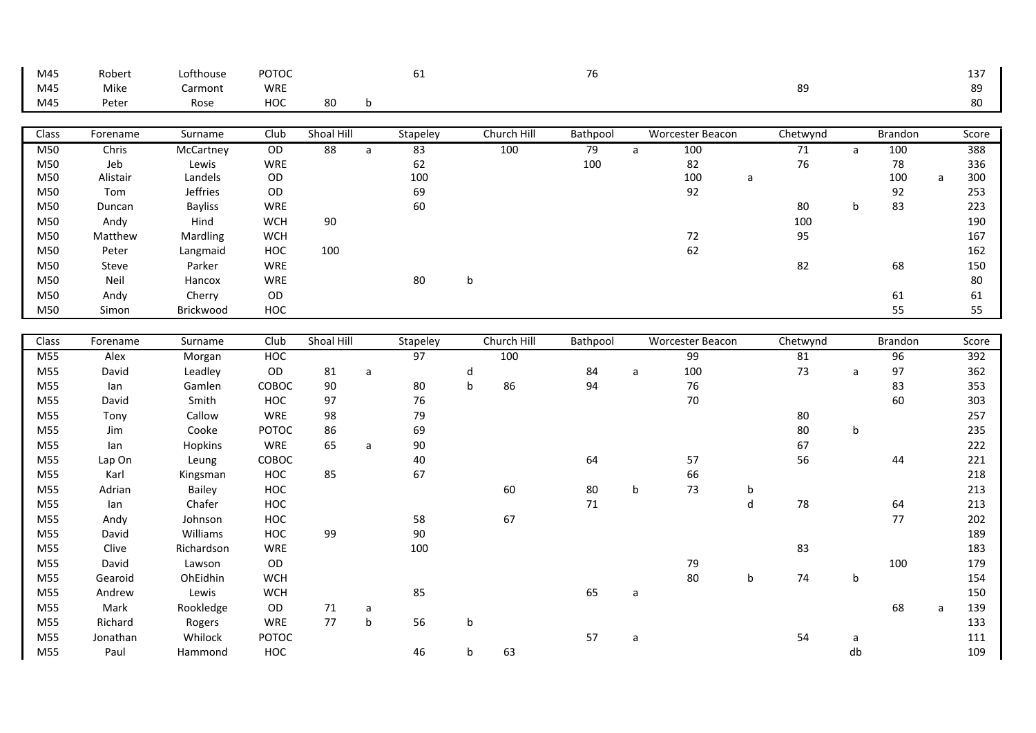| Class | Forename | Surname | Club | Shoal Hill | | Stapeley | | Church Hill | Bathpool | | Worcester Beacon | | Chetwynd | | Brandon | | Score |
|---|---|---|---|---|---|---|---|---|---|---|---|---|---|---|---|---|---|
| M45 | Robert | Lofthouse | POTOC | | | 61 | | | 76 | | | | | | | | 137 |
| M45 | Mike | Carmont | WRE | | | | | | | | | | 89 | | | | 89 |
| M45 | Peter | Rose | HOC | 80 | b | | | | | | | | | | | | 80 |

| Class | Forename | Surname | Club | Shoal Hill | | Stapeley | | Church Hill | Bathpool | | Worcester Beacon | | Chetwynd | | Brandon | | Score |
|---|---|---|---|---|---|---|---|---|---|---|---|---|---|---|---|---|---|
| M50 | Chris | McCartney | OD | 88 | a | 83 | | 100 | 79 | a | 100 | | 71 | a | 100 | | 388 |
| M50 | Jeb | Lewis | WRE | | | 62 | | | 100 | | 82 | | 76 | | 78 | | 336 |
| M50 | Alistair | Landels | OD | | | 100 | | | | | 100 | a | | | 100 | a | 300 |
| M50 | Tom | Jeffries | OD | | | 69 | | | | | 92 | | | | 92 | | 253 |
| M50 | Duncan | Bayliss | WRE | | | 60 | | | | | | | 80 | b | 83 | | 223 |
| M50 | Andy | Hind | WCH | 90 | | | | | | | | | 100 | | | | 190 |
| M50 | Matthew | Mardling | WCH | | | | | | | | 72 | | 95 | | | | 167 |
| M50 | Peter | Langmaid | HOC | 100 | | | | | | | 62 | | | | | | 162 |
| M50 | Steve | Parker | WRE | | | | | | | | | | 82 | | 68 | | 150 |
| M50 | Neil | Hancox | WRE | | | 80 | b | | | | | | | | | | 80 |
| M50 | Andy | Cherry | OD | | | | | | | | | | | | 61 | | 61 |
| M50 | Simon | Brickwood | HOC | | | | | | | | | | | | 55 | | 55 |

| Class | Forename | Surname | Club | Shoal Hill | | Stapeley | | Church Hill | Bathpool | | Worcester Beacon | | Chetwynd | | Brandon | | Score |
|---|---|---|---|---|---|---|---|---|---|---|---|---|---|---|---|---|---|
| M55 | Alex | Morgan | HOC | | | 97 | | 100 | | | 99 | | 81 | | 96 | | 392 |
| M55 | David | Leadley | OD | 81 | a | | d | | 84 | a | 100 | | 73 | a | 97 | | 362 |
| M55 | Ian | Gamlen | COBOC | 90 | | 80 | b | 86 | 94 | | 76 | | | | 83 | | 353 |
| M55 | David | Smith | HOC | 97 | | 76 | | | | | 70 | | | | 60 | | 303 |
| M55 | Tony | Callow | WRE | 98 | | 79 | | | | | | | 80 | | | | 257 |
| M55 | Jim | Cooke | POTOC | 86 | | 69 | | | | | | | 80 | b | | | 235 |
| M55 | Ian | Hopkins | WRE | 65 | a | 90 | | | | | | | 67 | | | | 222 |
| M55 | Lap On | Leung | COBOC | | | 40 | | | 64 | | 57 | | 56 | | 44 | | 221 |
| M55 | Karl | Kingsman | HOC | 85 | | 67 | | | | | 66 | | | | | | 218 |
| M55 | Adrian | Bailey | HOC | | | | | 60 | 80 | b | 73 | b | | | | | 213 |
| M55 | Ian | Chafer | HOC | | | | | | 71 | | | d | 78 | | 64 | | 213 |
| M55 | Andy | Johnson | HOC | | | 58 | | 67 | | | | | | | 77 | | 202 |
| M55 | David | Williams | HOC | 99 | | 90 | | | | | | | | | | | 189 |
| M55 | Clive | Richardson | WRE | | | 100 | | | | | | | 83 | | | | 183 |
| M55 | David | Lawson | OD | | | | | | | | 79 | | | | 100 | | 179 |
| M55 | Gearoid | OhEidhin | WCH | | | | | | | | 80 | b | 74 | b | | | 154 |
| M55 | Andrew | Lewis | WCH | | | 85 | | | 65 | a | | | | | | | 150 |
| M55 | Mark | Rookledge | OD | 71 | a | | | | | | | | | | 68 | a | 139 |
| M55 | Richard | Rogers | WRE | 77 | b | 56 | b | | | | | | | | | | 133 |
| M55 | Jonathan | Whilock | POTOC | | | | | | 57 | a | | | 54 | a | | | 111 |
| M55 | Paul | Hammond | HOC | | | 46 | b | 63 | | | | | | db | | | 109 |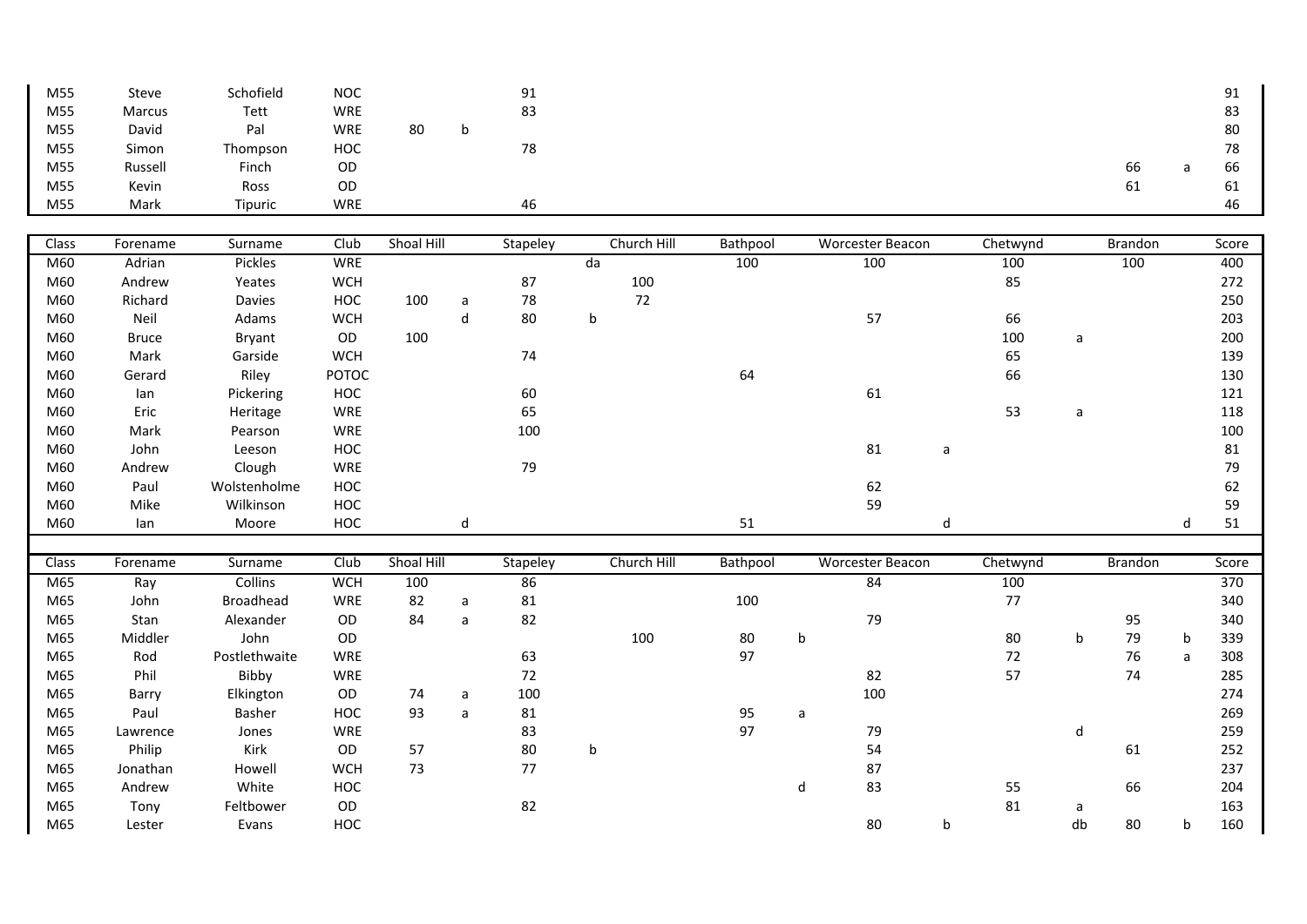| Class | Forename | Surname | Club | Shoal Hill | | Stapeley | | Church Hill | Bathpool | | Worcester Beacon | | Chetwynd | | Brandon | | Score |
|---|---|---|---|---|---|---|---|---|---|---|---|---|---|---|---|---|---|
| M55 | Steve | Schofield | NOC | | | 91 | | | | | | | | | | | 91 |
| M55 | Marcus | Tett | WRE | | | 83 | | | | | | | | | | | 83 |
| M55 | David | Pal | WRE | 80 | b | | | | | | | | | | | | 80 |
| M55 | Simon | Thompson | HOC | | | 78 | | | | | | | | | | | 78 |
| M55 | Russell | Finch | OD | | | | | | | | | | | | 66 | a | 66 |
| M55 | Kevin | Ross | OD | | | | | | | | | | | | 61 | | 61 |
| M55 | Mark | Tipuric | WRE | | | 46 | | | | | | | | | | | 46 |
| M60 | Adrian | Pickles | WRE | | | | da | | 100 | | 100 | | 100 | | 100 | | 400 |
| M60 | Andrew | Yeates | WCH | | | 87 | | 100 | | | | | 85 | | | | 272 |
| M60 | Richard | Davies | HOC | 100 | a | 78 | | 72 | | | | | | | | | 250 |
| M60 | Neil | Adams | WCH | | d | 80 | b | | | | 57 | | 66 | | | | 203 |
| M60 | Bruce | Bryant | OD | 100 | | | | | | | | | 100 | a | | | 200 |
| M60 | Mark | Garside | WCH | | | 74 | | | | | | | 65 | | | | 139 |
| M60 | Gerard | Riley | POTOC | | | | | | 64 | | | | 66 | | | | 130 |
| M60 | Ian | Pickering | HOC | | | 60 | | | | | 61 | | | | | | 121 |
| M60 | Eric | Heritage | WRE | | | 65 | | | | | | | 53 | a | | | 118 |
| M60 | Mark | Pearson | WRE | | | 100 | | | | | | | | | | | 100 |
| M60 | John | Leeson | HOC | | | | | | | | 81 | a | | | | | 81 |
| M60 | Andrew | Clough | WRE | | | 79 | | | | | | | | | | | 79 |
| M60 | Paul | Wolstenholme | HOC | | | | | | | | 62 | | | | | | 62 |
| M60 | Mike | Wilkinson | HOC | | | | | | | | 59 | | | | | | 59 |
| M60 | Ian | Moore | HOC | | d | | | | 51 | | | d | | | | d | 51 |
| Class | Forename | Surname | Club | Shoal Hill | | Stapeley | | Church Hill | Bathpool | | Worcester Beacon | | Chetwynd | | Brandon | | Score |
| M65 | Ray | Collins | WCH | 100 | | 86 | | | | | 84 | | 100 | | | | 370 |
| M65 | John | Broadhead | WRE | 82 | a | 81 | | | 100 | | | | 77 | | | | 340 |
| M65 | Stan | Alexander | OD | 84 | a | 82 | | | | | 79 | | | | 95 | | 340 |
| M65 | Middler | John | OD | | | | | 100 | 80 | b | | | 80 | b | 79 | b | 339 |
| M65 | Rod | Postlethwaite | WRE | | | 63 | | | 97 | | | | 72 | | 76 | a | 308 |
| M65 | Phil | Bibby | WRE | | | 72 | | | | | 82 | | 57 | | 74 | | 285 |
| M65 | Barry | Elkington | OD | 74 | a | 100 | | | | | 100 | | | | | | 274 |
| M65 | Paul | Basher | HOC | 93 | a | 81 | | | 95 | a | | | | | | | 269 |
| M65 | Lawrence | Jones | WRE | | | 83 | | | 97 | | 79 | | | d | | | 259 |
| M65 | Philip | Kirk | OD | 57 | | 80 | b | | | | 54 | | | | 61 | | 252 |
| M65 | Jonathan | Howell | WCH | 73 | | 77 | | | | | 87 | | | | | | 237 |
| M65 | Andrew | White | HOC | | | | | | | d | 83 | | 55 | | 66 | | 204 |
| M65 | Tony | Feltbower | OD | | | 82 | | | | | | | 81 | a | | | 163 |
| M65 | Lester | Evans | HOC | | | | | | | | 80 | b | | db | 80 | b | 160 |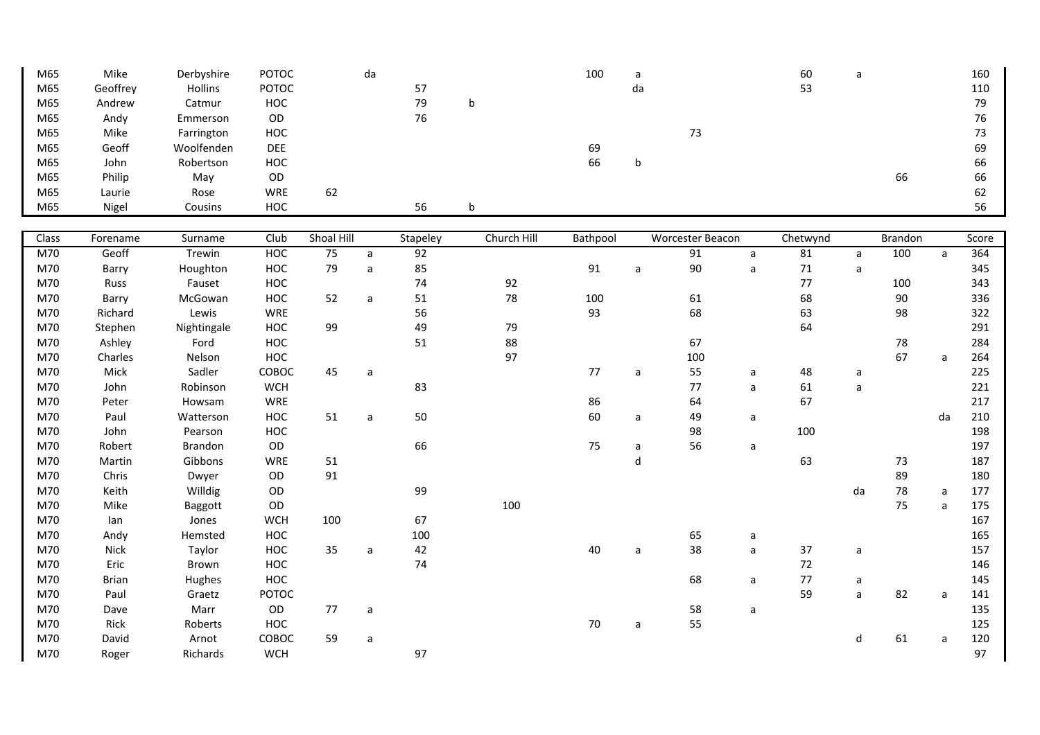| Class | Forename | Surname | Club | Shoal Hill | | Stapeley | | Church Hill | Bathpool | | Worcester Beacon | | Chetwynd | | Brandon | | Score |
|---|---|---|---|---|---|---|---|---|---|---|---|---|---|---|---|---|---|
| M65 | Mike | Derbyshire | POTOC | | da | | | | 100 | a | | | 60 | a | | | 160 |
| M65 | Geoffrey | Hollins | POTOC | | | 57 | | | | da | | | 53 | | | | 110 |
| M65 | Andrew | Catmur | HOC | | | 79 | b | | | | | | | | | | 79 |
| M65 | Andy | Emmerson | OD | | | 76 | | | | | | | | | | | 76 |
| M65 | Mike | Farrington | HOC | | | | | | | | 73 | | | | | | 73 |
| M65 | Geoff | Woolfenden | DEE | | | | | | 69 | | | | | | | | 69 |
| M65 | John | Robertson | HOC | | | | | | 66 | b | | | | | | | 66 |
| M65 | Philip | May | OD | | | | | | | | | | | | 66 | | 66 |
| M65 | Laurie | Rose | WRE | 62 | | | | | | | | | | | | | 62 |
| M65 | Nigel | Cousins | HOC | | | 56 | b | | | | | | | | | | 56 |
| Class | Forename | Surname | Club | Shoal Hill | | Stapeley | | Church Hill | Bathpool | | Worcester Beacon | | Chetwynd | | Brandon | | Score |
| M70 | Geoff | Trewin | HOC | 75 | a | 92 | | | | | 91 | a | 81 | a | 100 | a | 364 |
| M70 | Barry | Houghton | HOC | 79 | a | 85 | | | 91 | a | 90 | a | 71 | a | | | 345 |
| M70 | Russ | Fauset | HOC | | | 74 | | 92 | | | | | 77 | | 100 | | 343 |
| M70 | Barry | McGowan | HOC | 52 | a | 51 | | 78 | 100 | | 61 | | 68 | | 90 | | 336 |
| M70 | Richard | Lewis | WRE | | | 56 | | | 93 | | 68 | | 63 | | 98 | | 322 |
| M70 | Stephen | Nightingale | HOC | 99 | | 49 | | 79 | | | | | 64 | | | | 291 |
| M70 | Ashley | Ford | HOC | | | 51 | | 88 | | | 67 | | | | 78 | | 284 |
| M70 | Charles | Nelson | HOC | | | | | 97 | | | 100 | | | | 67 | a | 264 |
| M70 | Mick | Sadler | COBOC | 45 | a | | | | 77 | a | 55 | a | 48 | a | | | 225 |
| M70 | John | Robinson | WCH | | | 83 | | | | | 77 | a | 61 | a | | | 221 |
| M70 | Peter | Howsam | WRE | | | | | | 86 | | 64 | | 67 | | | | 217 |
| M70 | Paul | Watterson | HOC | 51 | a | 50 | | | 60 | a | 49 | a | | | | da | 210 |
| M70 | John | Pearson | HOC | | | | | | | | 98 | | 100 | | | | 198 |
| M70 | Robert | Brandon | OD | | | 66 | | | 75 | a | 56 | a | | | | | 197 |
| M70 | Martin | Gibbons | WRE | 51 | | | | | | d | | | 63 | | 73 | | 187 |
| M70 | Chris | Dwyer | OD | 91 | | | | | | | | | | | 89 | | 180 |
| M70 | Keith | Willdig | OD | | | 99 | | | | | | | | da | 78 | a | 177 |
| M70 | Mike | Baggott | OD | | | | | 100 | | | | | | | 75 | a | 175 |
| M70 | Ian | Jones | WCH | 100 | | 67 | | | | | | | | | | | 167 |
| M70 | Andy | Hemsted | HOC | | | 100 | | | | | 65 | a | | | | | 165 |
| M70 | Nick | Taylor | HOC | 35 | a | 42 | | | 40 | a | 38 | a | 37 | a | | | 157 |
| M70 | Eric | Brown | HOC | | | 74 | | | | | | | 72 | | | | 146 |
| M70 | Brian | Hughes | HOC | | | | | | | | 68 | a | 77 | a | | | 145 |
| M70 | Paul | Graetz | POTOC | | | | | | | | | | 59 | a | 82 | a | 141 |
| M70 | Dave | Marr | OD | 77 | a | | | | | | 58 | a | | | | | 135 |
| M70 | Rick | Roberts | HOC | | | | | | 70 | a | 55 | | | | | | 125 |
| M70 | David | Arnot | COBOC | 59 | a | | | | | | | | | d | 61 | a | 120 |
| M70 | Roger | Richards | WCH | | | 97 | | | | | | | | | | | 97 |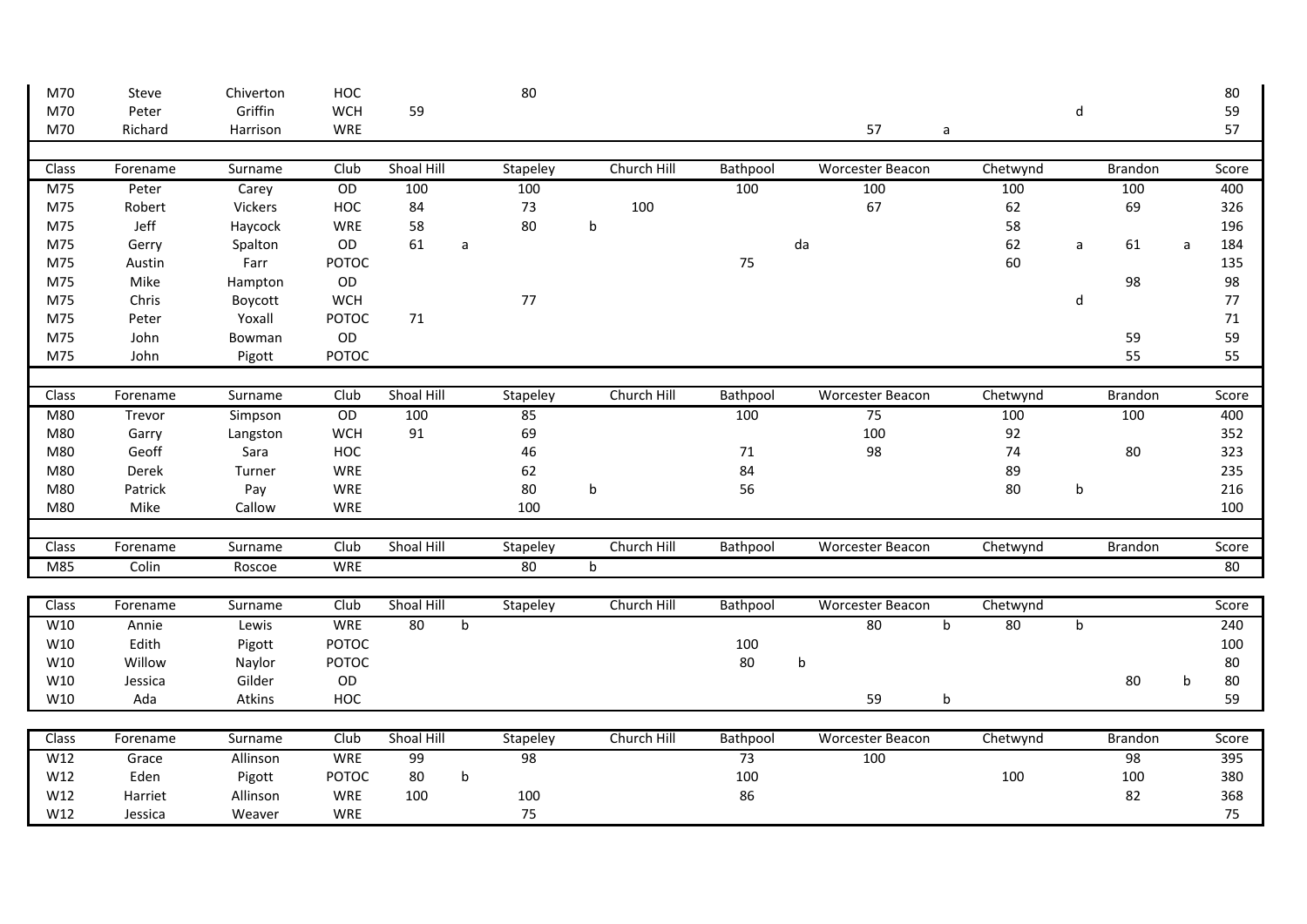| Class | Forename | Surname | Club | Shoal Hill | | Stapeley | | Church Hill | Bathpool | | Worcester Beacon | | Chetwynd | | Brandon | | Score |
|---|---|---|---|---|---|---|---|---|---|---|---|---|---|---|---|---|---|
| M70 | Steve | Chiverton | HOC | | | 80 | | | | | | | | | | | 80 |
| M70 | Peter | Griffin | WCH | 59 | | | | | | | | | | d | | | 59 |
| M70 | Richard | Harrison | WRE | | | | | | | | 57 | a | | | | | 57 |

| Class | Forename | Surname | Club | Shoal Hill | | Stapeley | | Church Hill | Bathpool | | Worcester Beacon | | Chetwynd | | Brandon | | Score |
|---|---|---|---|---|---|---|---|---|---|---|---|---|---|---|---|---|---|
| M75 | Peter | Carey | OD | 100 | | 100 | | | 100 | | 100 | | 100 | | 100 | | 400 |
| M75 | Robert | Vickers | HOC | 84 | | 73 | | 100 | | | 67 | | 62 | | 69 | | 326 |
| M75 | Jeff | Haycock | WRE | 58 | | 80 | b | | | | | | 58 | | | | 196 |
| M75 | Gerry | Spalton | OD | 61 | a | | | | | da | | | 62 | a | 61 | a | 184 |
| M75 | Austin | Farr | POTOC | | | | | | 75 | | | | 60 | | | | 135 |
| M75 | Mike | Hampton | OD | | | | | | | | | | | | 98 | | 98 |
| M75 | Chris | Boycott | WCH | | | 77 | | | | | | | | d | | | 77 |
| M75 | Peter | Yoxall | POTOC | 71 | | | | | | | | | | | | | 71 |
| M75 | John | Bowman | OD | | | | | | | | | | | | 59 | | 59 |
| M75 | John | Pigott | POTOC | | | | | | | | | | | | 55 | | 55 |

| Class | Forename | Surname | Club | Shoal Hill | | Stapeley | | Church Hill | Bathpool | | Worcester Beacon | | Chetwynd | | Brandon | | Score |
|---|---|---|---|---|---|---|---|---|---|---|---|---|---|---|---|---|---|
| M80 | Trevor | Simpson | OD | 100 | | 85 | | | 100 | | 75 | | 100 | | 100 | | 400 |
| M80 | Garry | Langston | WCH | 91 | | 69 | | | | | 100 | | 92 | | | | 352 |
| M80 | Geoff | Sara | HOC | | | 46 | | | 71 | | 98 | | 74 | | 80 | | 323 |
| M80 | Derek | Turner | WRE | | | 62 | | | 84 | | | | 89 | | | | 235 |
| M80 | Patrick | Pay | WRE | | | 80 | b | | 56 | | | | 80 | b | | | 216 |
| M80 | Mike | Callow | WRE | | | 100 | | | | | | | | | | | 100 |

| Class | Forename | Surname | Club | Shoal Hill | | Stapeley | | Church Hill | Bathpool | | Worcester Beacon | | Chetwynd | | Brandon | | Score |
|---|---|---|---|---|---|---|---|---|---|---|---|---|---|---|---|---|---|
| M85 | Colin | Roscoe | WRE | | | 80 | b | | | | | | | | | | 80 |

| Class | Forename | Surname | Club | Shoal Hill | | Stapeley | | Church Hill | Bathpool | | Worcester Beacon | | Chetwynd | | | | Score |
|---|---|---|---|---|---|---|---|---|---|---|---|---|---|---|---|---|---|
| W10 | Annie | Lewis | WRE | 80 | b | | | | | | 80 | b | 80 | b | | | 240 |
| W10 | Edith | Pigott | POTOC | | | | | | 100 | | | | | | | | 100 |
| W10 | Willow | Naylor | POTOC | | | | | | 80 | b | | | | | | | 80 |
| W10 | Jessica | Gilder | OD | | | | | | | | | | | | 80 | b | 80 |
| W10 | Ada | Atkins | HOC | | | | | | | | 59 | b | | | | | 59 |

| Class | Forename | Surname | Club | Shoal Hill | | Stapeley | | Church Hill | Bathpool | | Worcester Beacon | | Chetwynd | | Brandon | | Score |
|---|---|---|---|---|---|---|---|---|---|---|---|---|---|---|---|---|---|
| W12 | Grace | Allinson | WRE | 99 | | 98 | | | 73 | | 100 | | | | 98 | | 395 |
| W12 | Eden | Pigott | POTOC | 80 | b | | | | 100 | | | | 100 | | 100 | | 380 |
| W12 | Harriet | Allinson | WRE | 100 | | 100 | | | 86 | | | | | | 82 | | 368 |
| W12 | Jessica | Weaver | WRE | | | 75 | | | | | | | | | | | 75 |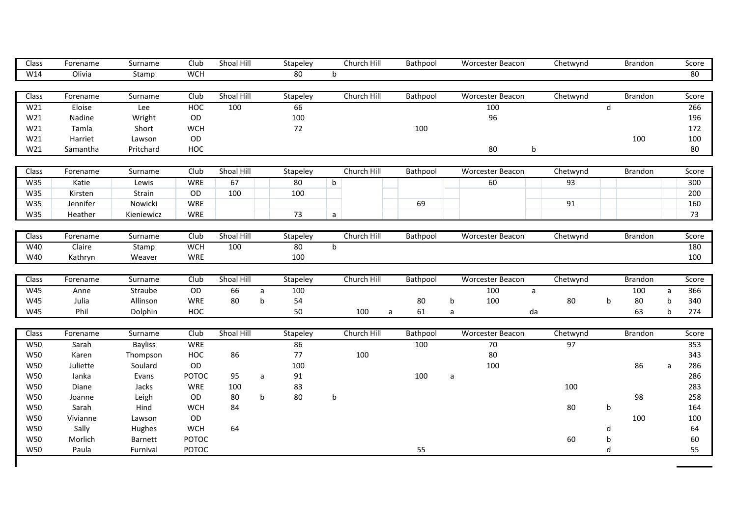| Class | Forename | Surname | Club | Shoal Hill | | Stapeley | | Church Hill | | Bathpool | | Worcester Beacon | | Chetwynd | | Brandon | | Score |
|---|---|---|---|---|---|---|---|---|---|---|---|---|---|---|---|---|---|---|
| W14 | Olivia | Stamp | WCH | | | 80 | b | | | | | | | | | | | 80 |

| Class | Forename | Surname | Club | Shoal Hill | | Stapeley | | Church Hill | | Bathpool | | Worcester Beacon | | Chetwynd | | Brandon | | Score |
|---|---|---|---|---|---|---|---|---|---|---|---|---|---|---|---|---|---|---|
| W21 | Eloise | Lee | HOC | 100 | | 66 | | | | | | 100 | | | d | | | 266 |
| W21 | Nadine | Wright | OD | | | 100 | | | | | | 96 | | | | | | 196 |
| W21 | Tamla | Short | WCH | | | 72 | | | | 100 | | | | | | | | 172 |
| W21 | Harriet | Lawson | OD | | | | | | | | | | | | | 100 | | 100 |
| W21 | Samantha | Pritchard | HOC | | | | | | | | | 80 | b | | | | | 80 |

| Class | Forename | Surname | Club | Shoal Hill | | Stapeley | | Church Hill | | Bathpool | | Worcester Beacon | | Chetwynd | | Brandon | | Score |
|---|---|---|---|---|---|---|---|---|---|---|---|---|---|---|---|---|---|---|
| W35 | Katie | Lewis | WRE | 67 | | 80 | b | | | | | 60 | | 93 | | | | 300 |
| W35 | Kirsten | Strain | OD | 100 | | 100 | | | | | | | | | | | | 200 |
| W35 | Jennifer | Nowicki | WRE | | | | | | | 69 | | | | 91 | | | | 160 |
| W35 | Heather | Kieniewicz | WRE | | | 73 | a | | | | | | | | | | | 73 |

| Class | Forename | Surname | Club | Shoal Hill | | Stapeley | | Church Hill | | Bathpool | | Worcester Beacon | | Chetwynd | | Brandon | | Score |
|---|---|---|---|---|---|---|---|---|---|---|---|---|---|---|---|---|---|---|
| W40 | Claire | Stamp | WCH | 100 | | 80 | b | | | | | | | | | | | 180 |
| W40 | Kathryn | Weaver | WRE | | | 100 | | | | | | | | | | | | 100 |

| Class | Forename | Surname | Club | Shoal Hill | | Stapeley | | Church Hill | | Bathpool | | Worcester Beacon | | Chetwynd | | Brandon | | Score |
|---|---|---|---|---|---|---|---|---|---|---|---|---|---|---|---|---|---|---|
| W45 | Anne | Straube | OD | 66 | a | 100 | | | | | | 100 | a | | | 100 | a | 366 |
| W45 | Julia | Allinson | WRE | 80 | b | 54 | | | | 80 | b | 100 | | 80 | b | 80 | b | 340 |
| W45 | Phil | Dolphin | HOC | | | 50 | | 100 | a | 61 | a | | da | | | 63 | b | 274 |

| Class | Forename | Surname | Club | Shoal Hill | | Stapeley | | Church Hill | | Bathpool | | Worcester Beacon | | Chetwynd | | Brandon | | Score |
|---|---|---|---|---|---|---|---|---|---|---|---|---|---|---|---|---|---|---|
| W50 | Sarah | Bayliss | WRE | | | 86 | | | | 100 | | 70 | | 97 | | | | 353 |
| W50 | Karen | Thompson | HOC | 86 | | 77 | | 100 | | | | 80 | | | | | | 343 |
| W50 | Juliette | Soulard | OD | | | 100 | | | | | | 100 | | | | 86 | a | 286 |
| W50 | Ianka | Evans | POTOC | 95 | a | 91 | | | | 100 | a | | | | | | | 286 |
| W50 | Diane | Jacks | WRE | 100 | | 83 | | | | | | | | 100 | | | | 283 |
| W50 | Joanne | Leigh | OD | 80 | b | 80 | b | | | | | | | | | 98 | | 258 |
| W50 | Sarah | Hind | WCH | 84 | | | | | | | | | | 80 | b | | | 164 |
| W50 | Vivianne | Lawson | OD | | | | | | | | | | | | | 100 | | 100 |
| W50 | Sally | Hughes | WCH | 64 | | | | | | | | | | | d | | | 64 |
| W50 | Morlich | Barnett | POTOC | | | | | | | | | | | 60 | b | | | 60 |
| W50 | Paula | Furnival | POTOC | | | | | | | 55 | | | | | d | | | 55 |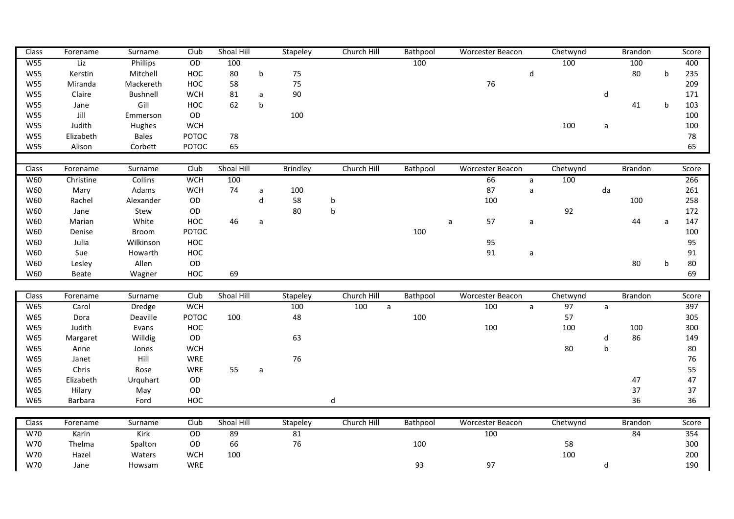| Class | Forename | Surname | Club | Shoal Hill | | Stapeley | | Church Hill | | Bathpool | | Worcester Beacon | | Chetwynd | | Brandon | | Score |
|---|---|---|---|---|---|---|---|---|---|---|---|---|---|---|---|---|---|---|
| W55 | Liz | Phillips | OD | 100 | | | | | | 100 | | | | 100 | | 100 | | 400 |
| W55 | Kerstin | Mitchell | HOC | 80 | b | 75 | | | | | | | d | | | 80 | b | 235 |
| W55 | Miranda | Mackereth | HOC | 58 | | 75 | | | | | | 76 | | | | | | 209 |
| W55 | Claire | Bushnell | WCH | 81 | a | 90 | | | | | | | | | d | | | 171 |
| W55 | Jane | Gill | HOC | 62 | b | | | | | | | | | | | 41 | b | 103 |
| W55 | Jill | Emmerson | OD | | | 100 | | | | | | | | | | | | 100 |
| W55 | Judith | Hughes | WCH | | | | | | | | | | | 100 | a | | | 100 |
| W55 | Elizabeth | Bales | POTOC | 78 | | | | | | | | | | | | | | 78 |
| W55 | Alison | Corbett | POTOC | 65 | | | | | | | | | | | | | | 65 |

| Class | Forename | Surname | Club | Shoal Hill | | Brindley | | Church Hill | | Bathpool | | Worcester Beacon | | Chetwynd | | Brandon | | Score |
|---|---|---|---|---|---|---|---|---|---|---|---|---|---|---|---|---|---|---|
| W60 | Christine | Collins | WCH | 100 | | | | | | | | 66 | a | 100 | | | | 266 |
| W60 | Mary | Adams | WCH | 74 | a | 100 | | | | | | 87 | a | | da | | | 261 |
| W60 | Rachel | Alexander | OD | | d | 58 | b | | | | | 100 | | | | 100 | | 258 |
| W60 | Jane | Stew | OD | | | 80 | b | | | | | | | 92 | | | | 172 |
| W60 | Marian | White | HOC | 46 | a | | | | | | a | 57 | a | | | 44 | a | 147 |
| W60 | Denise | Broom | POTOC | | | | | | | 100 | | | | | | | | 100 |
| W60 | Julia | Wilkinson | HOC | | | | | | | | | 95 | | | | | | 95 |
| W60 | Sue | Howarth | HOC | | | | | | | | | 91 | a | | | | | 91 |
| W60 | Lesley | Allen | OD | | | | | | | | | | | | | 80 | b | 80 |
| W60 | Beate | Wagner | HOC | 69 | | | | | | | | | | | | | | 69 |

| Class | Forename | Surname | Club | Shoal Hill | | Stapeley | | Church Hill | | Bathpool | | Worcester Beacon | | Chetwynd | | Brandon | | Score |
|---|---|---|---|---|---|---|---|---|---|---|---|---|---|---|---|---|---|---|
| W65 | Carol | Dredge | WCH | | | 100 | | 100 | a | | | 100 | a | 97 | a | | | 397 |
| W65 | Dora | Deaville | POTOC | 100 | | 48 | | | | 100 | | | | 57 | | | | 305 |
| W65 | Judith | Evans | HOC | | | | | | | | | 100 | | 100 | | 100 | | 300 |
| W65 | Margaret | Willdig | OD | | | 63 | | | | | | | | | d | 86 | | 149 |
| W65 | Anne | Jones | WCH | | | | | | | | | | | 80 | b | | | 80 |
| W65 | Janet | Hill | WRE | | | 76 | | | | | | | | | | | | 76 |
| W65 | Chris | Rose | WRE | 55 | a | | | | | | | | | | | | | 55 |
| W65 | Elizabeth | Urquhart | OD | | | | | | | | | | | | | 47 | | 47 |
| W65 | Hilary | May | OD | | | | | | | | | | | | | 37 | | 37 |
| W65 | Barbara | Ford | HOC | | | | d | | | | | | | | | 36 | | 36 |

| Class | Forename | Surname | Club | Shoal Hill | | Stapeley | | Church Hill | | Bathpool | | Worcester Beacon | | Chetwynd | | Brandon | | Score |
|---|---|---|---|---|---|---|---|---|---|---|---|---|---|---|---|---|---|---|
| W70 | Karin | Kirk | OD | 89 | | 81 | | | | | | 100 | | | | 84 | | 354 |
| W70 | Thelma | Spalton | OD | 66 | | 76 | | | | 100 | | | | 58 | | | | 300 |
| W70 | Hazel | Waters | WCH | 100 | | | | | | | | | | 100 | | | | 200 |
| W70 | Jane | Howsam | WRE | | | | | | | 93 | | 97 | | | d | | | 190 |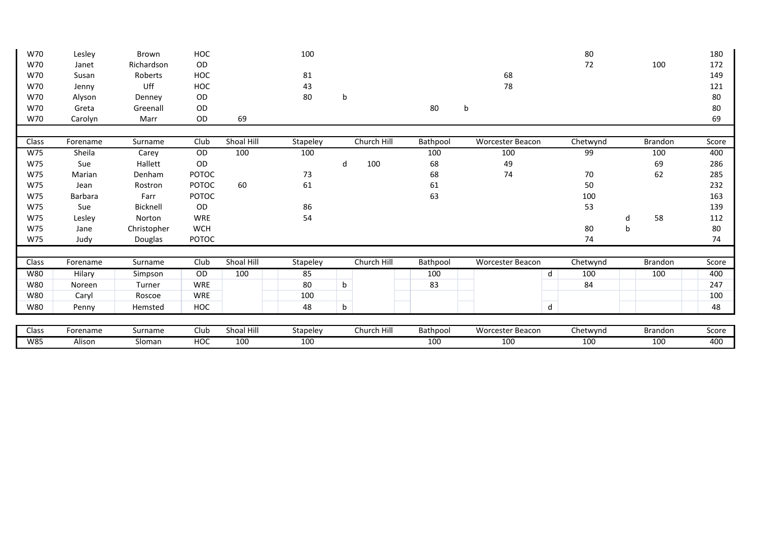| | | | | | | | | | | | | | | | | | |
|---|---|---|---|---|---|---|---|---|---|---|---|---|---|---|---|---|---|
| W70 | Lesley | Brown | HOC | | | 100 | | | | | | | | 80 | | | 180 |
| W70 | Janet | Richardson | OD | | | | | | | | | | | 72 | | 100 | 172 |
| W70 | Susan | Roberts | HOC | | | 81 | | | | | | 68 | | | | | 149 |
| W70 | Jenny | Uff | HOC | | | 43 | | | | | | 78 | | | | | 121 |
| W70 | Alyson | Denney | OD | | | 80 | b | | | | | | | | | | 80 |
| W70 | Greta | Greenall | OD | | | | | | | 80 | b | | | | | | 80 |
| W70 | Carolyn | Marr | OD | 69 | | | | | | | | | | | | | 69 |

| Class | Forename | Surname | Club | Shoal Hill | | Stapeley | | Church Hill | | Bathpool | | Worcester Beacon | | Chetwynd | | Brandon | Score |
|---|---|---|---|---|---|---|---|---|---|---|---|---|---|---|---|---|---|
| W75 | Sheila | Carey | OD | 100 | | 100 | | | | 100 | | 100 | | 99 | | 100 | 400 |
| W75 | Sue | Hallett | OD | | | | d | 100 | | 68 | | 49 | | | | 69 | 286 |
| W75 | Marian | Denham | POTOC | | | 73 | | | | 68 | | 74 | | 70 | | 62 | 285 |
| W75 | Jean | Rostron | POTOC | 60 | | 61 | | | | 61 | | | | 50 | | | 232 |
| W75 | Barbara | Farr | POTOC | | | | | | | 63 | | | | 100 | | | 163 |
| W75 | Sue | Bicknell | OD | | | 86 | | | | | | | | 53 | | | 139 |
| W75 | Lesley | Norton | WRE | | | 54 | | | | | | | | | d | 58 | 112 |
| W75 | Jane | Christopher | WCH | | | | | | | | | | | 80 | b | | 80 |
| W75 | Judy | Douglas | POTOC | | | | | | | | | | | 74 | | | 74 |

| Class | Forename | Surname | Club | Shoal Hill | | Stapeley | | Church Hill | | Bathpool | | Worcester Beacon | | Chetwynd | | Brandon | Score |
|---|---|---|---|---|---|---|---|---|---|---|---|---|---|---|---|---|---|
| W80 | Hilary | Simpson | OD | 100 | | 85 | | | | 100 | | | d | 100 | | 100 | 400 |
| W80 | Noreen | Turner | WRE | | | 80 | b | | | 83 | | | | 84 | | | 247 |
| W80 | Caryl | Roscoe | WRE | | | 100 | | | | | | | | | | | 100 |
| W80 | Penny | Hemsted | HOC | | | 48 | b | | | | | | d | | | | 48 |

| Class | Forename | Surname | Club | Shoal Hill | | Stapeley | | Church Hill | | Bathpool | | Worcester Beacon | | Chetwynd | | Brandon | Score |
|---|---|---|---|---|---|---|---|---|---|---|---|---|---|---|---|---|---|
| W85 | Alison | Sloman | HOC | 100 | | 100 | | | | 100 | | 100 | | 100 | | 100 | 400 |